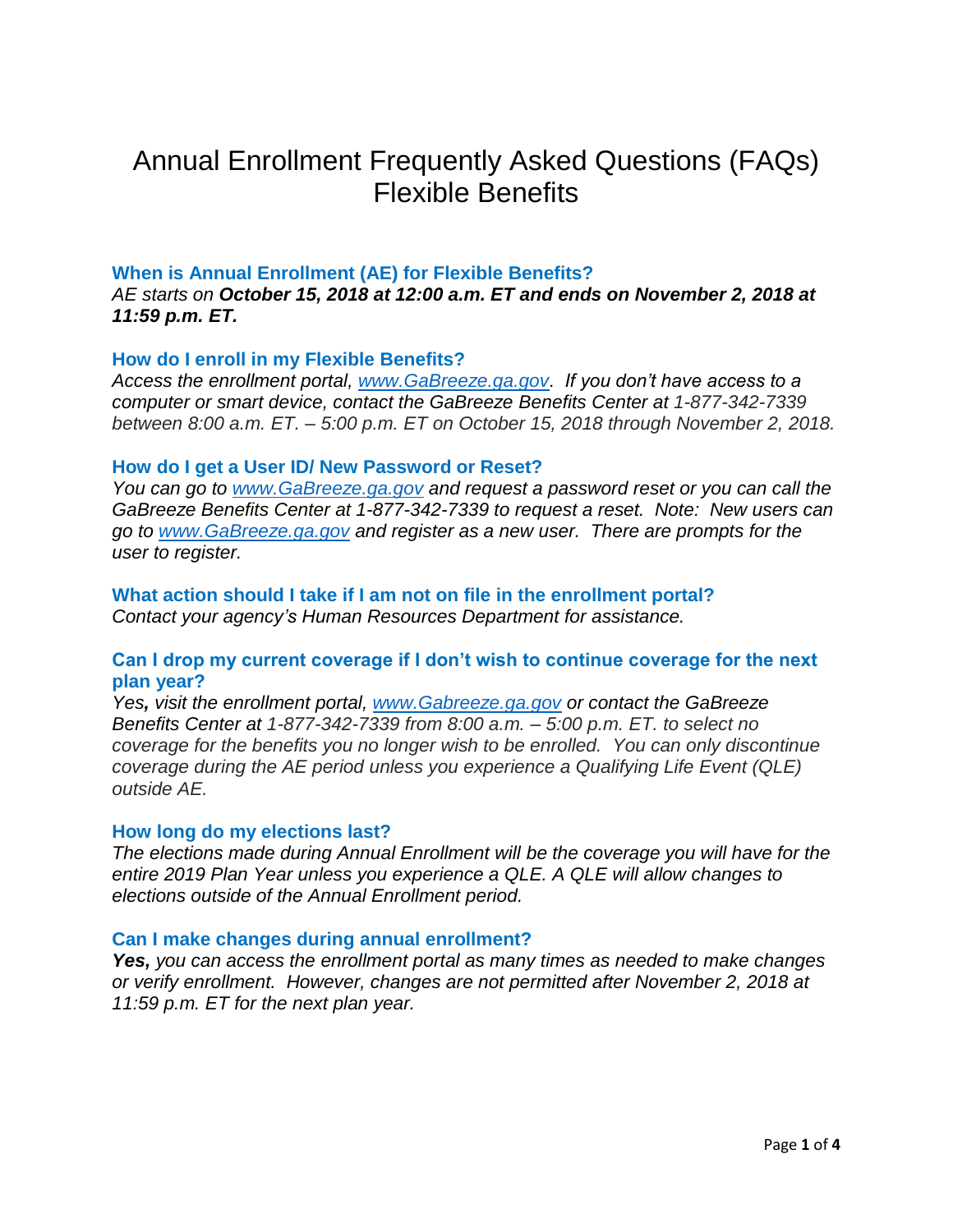# Annual Enrollment Frequently Asked Questions (FAQs) Flexible Benefits

### When is Annual Enrollment (AE) for Flexible Benefits?

*AE starts on **October 15, 2018 at 12:00 a.m. ET and ends on November 2, 2018 at 11:59 p.m. ET.***

### How do I enroll in my Flexible Benefits?

*Access the enrollment portal, [www.GaBreeze.ga.gov](http://www.GaBreeze.ga.gov). If you don't have access to a computer or smart device, contact the GaBreeze Benefits Center at 1-877-342-7339 between 8:00 a.m. ET. – 5:00 p.m. ET on October 15, 2018 through November 2, 2018.*

### How do I get a User ID/ New Password or Reset?

*You can go to [www.GaBreeze.ga.gov](http://www.GaBreeze.ga.gov) and request a password reset or you can call the GaBreeze Benefits Center at 1-877-342-7339 to request a reset. Note: New users can go to [www.GaBreeze.ga.gov](http://www.GaBreeze.ga.gov) and register as a new user. There are prompts for the user to register.*

### What action should I take if I am not on file in the enrollment portal?

*Contact your agency's Human Resources Department for assistance.*

### Can I drop my current coverage if I don't wish to continue coverage for the next plan year?

*Yes**,** visit the enrollment portal, [www.Gabreeze.ga.gov](http://www.Gabreeze.ga.gov) or contact the GaBreeze Benefits Center at 1-877-342-7339 from 8:00 a.m. – 5:00 p.m. ET. to select no coverage for the benefits you no longer wish to be enrolled. You can only discontinue coverage during the AE period unless you experience a Qualifying Life Event (QLE) outside AE.*

### How long do my elections last?

*The elections made during Annual Enrollment will be the coverage you will have for the entire 2019 Plan Year unless you experience a QLE. A QLE will allow changes to elections outside of the Annual Enrollment period.*

### Can I make changes during annual enrollment?

***Yes,** you can access the enrollment portal as many times as needed to make changes or verify enrollment. However, changes are not permitted after November 2, 2018 at 11:59 p.m. ET for the next plan year.*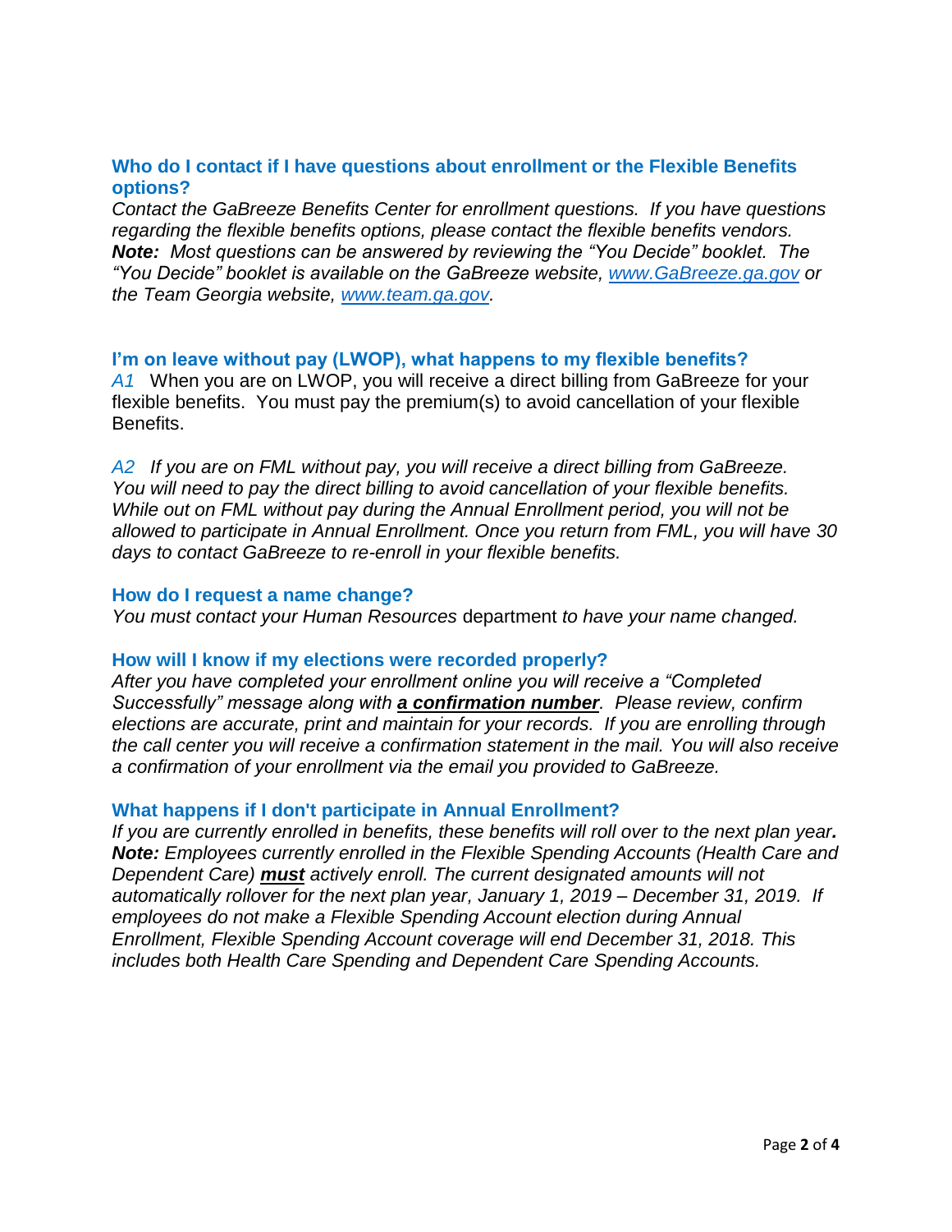### Who do I contact if I have questions about enrollment or the Flexible Benefits options?

*Contact the GaBreeze Benefits Center for enrollment questions. If you have questions regarding the flexible benefits options, please contact the flexible benefits vendors.* ***Note:*** *Most questions can be answered by reviewing the "You Decide" booklet. The "You Decide" booklet is available on the GaBreeze website, [www.GaBreeze.ga.gov](http://www.GaBreeze.ga.gov) or the Team Georgia website, [www.team.ga.gov](http://www.team.ga.gov).*

### I'm on leave without pay (LWOP), what happens to my flexible benefits?

*A1* When you are on LWOP, you will receive a direct billing from GaBreeze for your flexible benefits. You must pay the premium(s) to avoid cancellation of your flexible Benefits.

*A2 If you are on FML without pay, you will receive a direct billing from GaBreeze. You will need to pay the direct billing to avoid cancellation of your flexible benefits. While out on FML without pay during the Annual Enrollment period, you will not be allowed to participate in Annual Enrollment. Once you return from FML, you will have 30 days to contact GaBreeze to re-enroll in your flexible benefits.*

### How do I request a name change?

*You must contact your Human Resources* department *to have your name changed.*

### How will I know if my elections were recorded properly?

*After you have completed your enrollment online you will receive a "Completed Successfully" message along with* ***a confirmation number****. Please review, confirm elections are accurate, print and maintain for your records. If you are enrolling through the call center you will receive a confirmation statement in the mail. You will also receive a confirmation of your enrollment via the email you provided to GaBreeze.*

### What happens if I don't participate in Annual Enrollment?

*If you are currently enrolled in benefits, these benefits will roll over to the next plan year.* ***Note:*** *Employees currently enrolled in the Flexible Spending Accounts (Health Care and Dependent Care)* ***must*** *actively enroll. The current designated amounts will not automatically rollover for the next plan year, January 1, 2019 – December 31, 2019. If employees do not make a Flexible Spending Account election during Annual Enrollment, Flexible Spending Account coverage will end December 31, 2018. This includes both Health Care Spending and Dependent Care Spending Accounts.*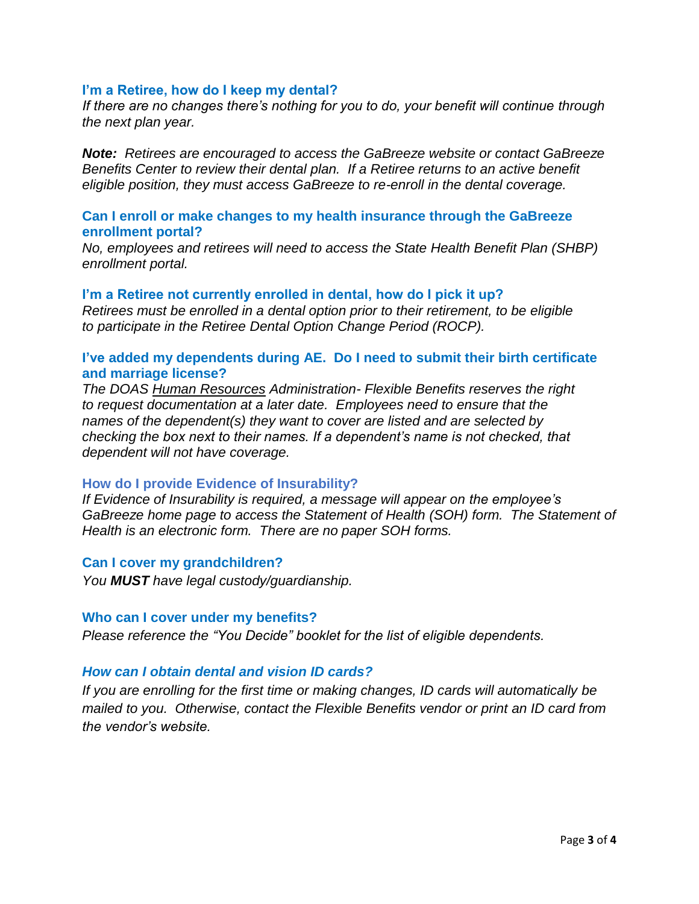### I'm a Retiree, how do I keep my dental?

*If there are no changes there's nothing for you to do, your benefit will continue through the next plan year.*

***Note:*** *Retirees are encouraged to access the GaBreeze website or contact GaBreeze Benefits Center to review their dental plan. If a Retiree returns to an active benefit eligible position, they must access GaBreeze to re-enroll in the dental coverage.*

### Can I enroll or make changes to my health insurance through the GaBreeze enrollment portal?

*No, employees and retirees will need to access the State Health Benefit Plan (SHBP) enrollment portal.*

### I'm a Retiree not currently enrolled in dental, how do I pick it up?

*Retirees must be enrolled in a dental option prior to their retirement, to be eligible to participate in the Retiree Dental Option Change Period (ROCP).*

### I've added my dependents during AE. Do I need to submit their birth certificate and marriage license?

*The DOAS Human Resources Administration- Flexible Benefits reserves the right to request documentation at a later date. Employees need to ensure that the names of the dependent(s) they want to cover are listed and are selected by checking the box next to their names. If a dependent's name is not checked, that dependent will not have coverage.*

### How do I provide Evidence of Insurability?

*If Evidence of Insurability is required, a message will appear on the employee's GaBreeze home page to access the Statement of Health (SOH) form. The Statement of Health is an electronic form. There are no paper SOH forms.*

### Can I cover my grandchildren?

*You **MUST** have legal custody/guardianship.*

### Who can I cover under my benefits?

*Please reference the "You Decide" booklet for the list of eligible dependents.*

### *How can I obtain dental and vision ID cards?*

*If you are enrolling for the first time or making changes, ID cards will automatically be mailed to you. Otherwise, contact the Flexible Benefits vendor or print an ID card from the vendor's website.*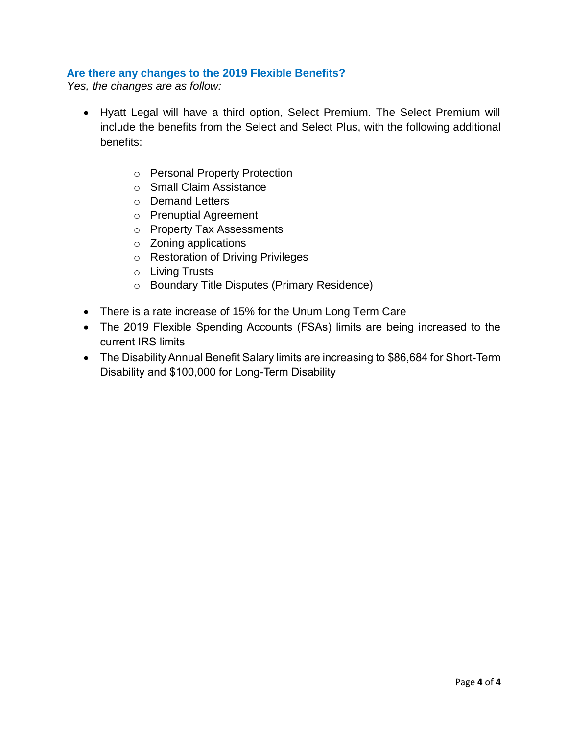### Are there any changes to the 2019 Flexible Benefits?

*Yes, the changes are as follow:*

- Hyatt Legal will have a third option, Select Premium. The Select Premium will include the benefits from the Select and Select Plus, with the following additional benefits:
  - Personal Property Protection
  - Small Claim Assistance
  - Demand Letters
  - Prenuptial Agreement
  - Property Tax Assessments
  - Zoning applications
  - Restoration of Driving Privileges
  - Living Trusts
  - Boundary Title Disputes (Primary Residence)
- There is a rate increase of 15% for the Unum Long Term Care
- The 2019 Flexible Spending Accounts (FSAs) limits are being increased to the current IRS limits
- The Disability Annual Benefit Salary limits are increasing to $86,684 for Short-Term Disability and $100,000 for Long-Term Disability